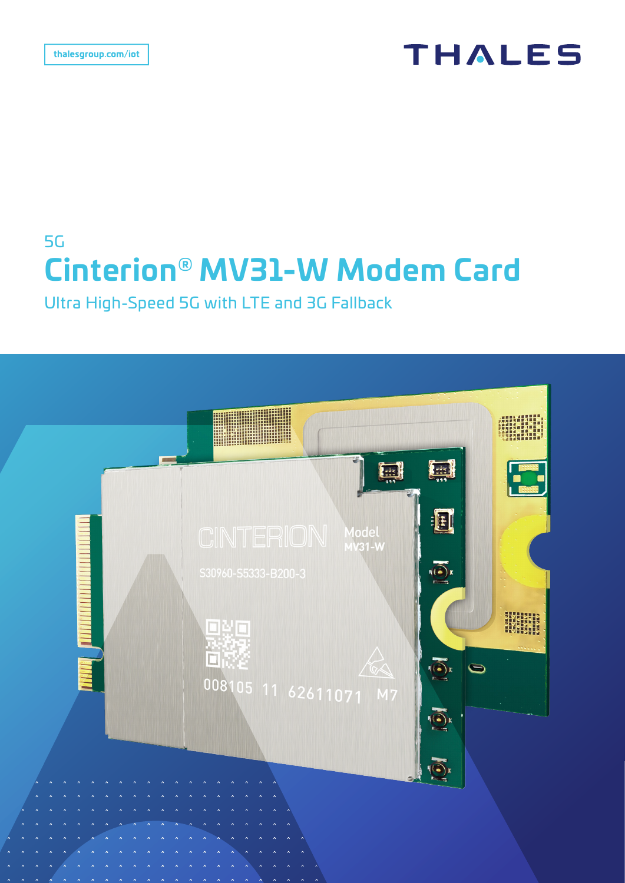thalesgroup.com/iot

THALES

5G

# Cinterion® MV31-W Modem Card

Ultra High-Speed 5G with LTE and 3G Fallback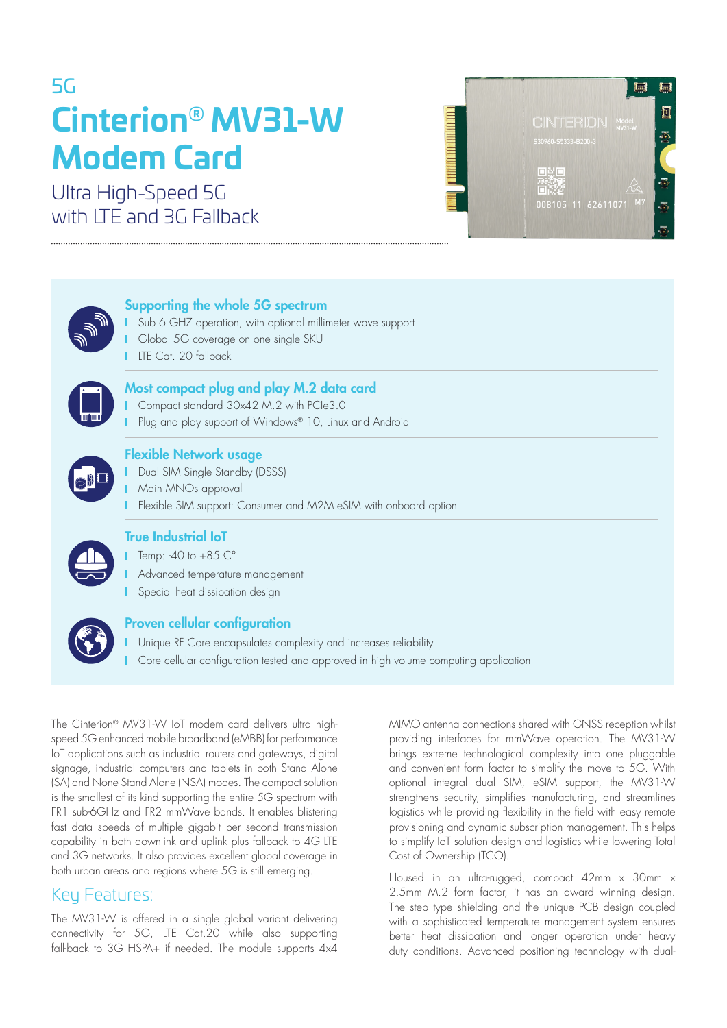5G

# Cinterion® MV31-W Modem Card

Ultra High-Speed 5G
with LTE and 3G Fallback

### Supporting the whole 5G spectrum

- Sub 6 GHZ operation, with optional millimeter wave support
- Global 5G coverage on one single SKU
- LTE Cat. 20 fallback

### Most compact plug and play M.2 data card

- Compact standard 30x42 M.2 with PCIe3.0
- Plug and play support of Windows® 10, Linux and Android

### Flexible Network usage

- Dual SIM Single Standby (DSSS)
- Main MNOs approval
- Flexible SIM support: Consumer and M2M eSIM with onboard option

### True Industrial IoT

- Temp: -40 to +85 C°
- Advanced temperature management
- Special heat dissipation design

### Proven cellular configuration

- Unique RF Core encapsulates complexity and increases reliability
- Core cellular configuration tested and approved in high volume computing application

The Cinterion® MV31-W IoT modem card delivers ultra high-speed 5G enhanced mobile broadband (eMBB) for performance IoT applications such as industrial routers and gateways, digital signage, industrial computers and tablets in both Stand Alone (SA) and None Stand Alone (NSA) modes. The compact solution is the smallest of its kind supporting the entire 5G spectrum with FR1 sub-6GHz and FR2 mmWave bands. It enables blistering fast data speeds of multiple gigabit per second transmission capability in both downlink and uplink plus fallback to 4G LTE and 3G networks. It also provides excellent global coverage in both urban areas and regions where 5G is still emerging.

## Key Features:

The MV31-W is offered in a single global variant delivering connectivity for 5G, LTE Cat.20 while also supporting fall-back to 3G HSPA+ if needed. The module supports 4x4 MIMO antenna connections shared with GNSS reception whilst providing interfaces for mmWave operation. The MV31-W brings extreme technological complexity into one pluggable and convenient form factor to simplify the move to 5G. With optional integral dual SIM, eSIM support, the MV31-W strengthens security, simplifies manufacturing, and streamlines logistics while providing flexibility in the field with easy remote provisioning and dynamic subscription management. This helps to simplify IoT solution design and logistics while lowering Total Cost of Ownership (TCO).

Housed in an ultra-rugged, compact 42mm x 30mm x 2.5mm M.2 form factor, it has an award winning design. The step type shielding and the unique PCB design coupled with a sophisticated temperature management system ensures better heat dissipation and longer operation under heavy duty conditions. Advanced positioning technology with dual-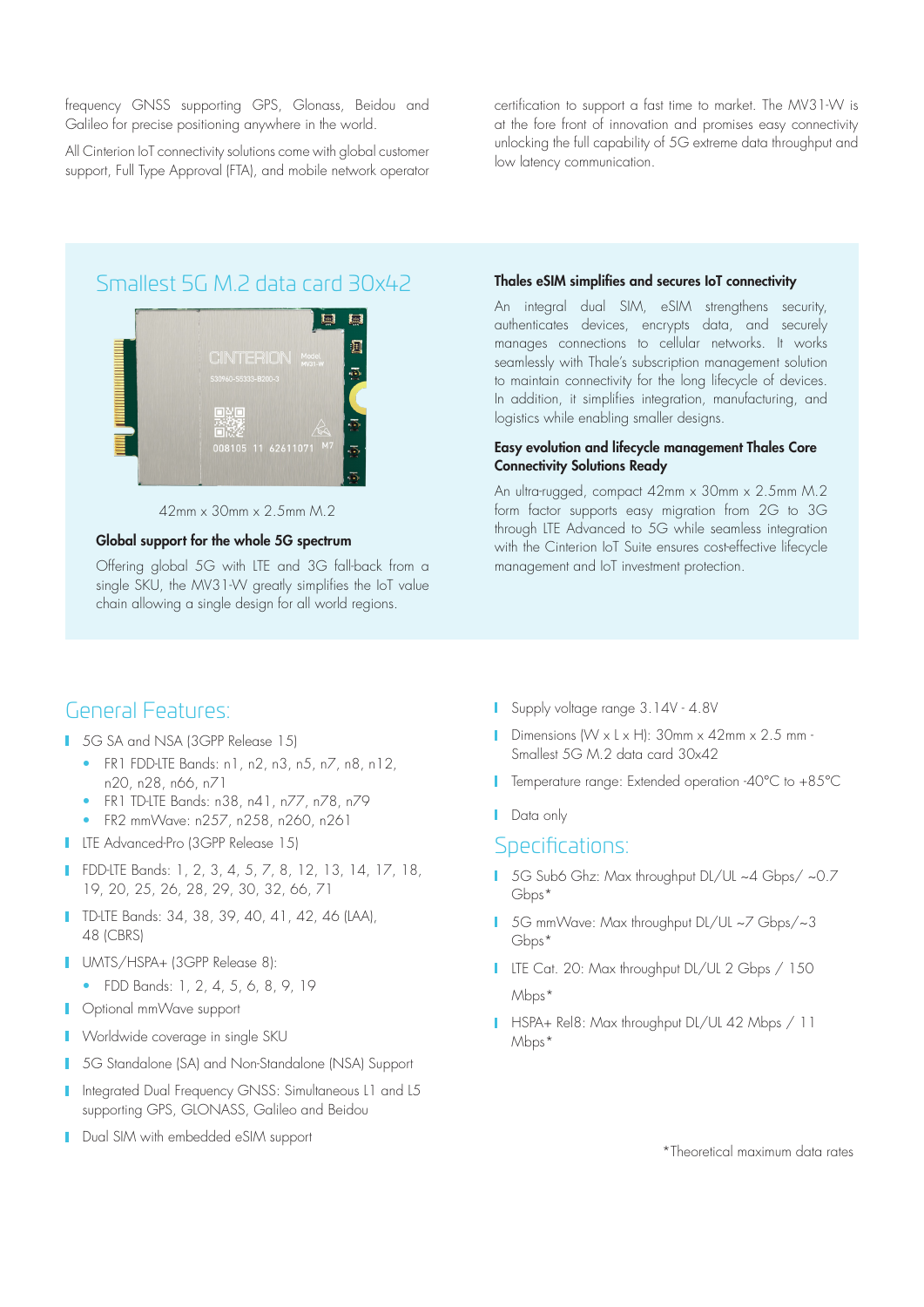frequency GNSS supporting GPS, Glonass, Beidou and Galileo for precise positioning anywhere in the world.

All Cinterion IoT connectivity solutions come with global customer support, Full Type Approval (FTA), and mobile network operator certification to support a fast time to market. The MV31-W is at the fore front of innovation and promises easy connectivity unlocking the full capability of 5G extreme data throughput and low latency communication.

## Smallest 5G M.2 data card 30x42

42mm x 30mm x 2.5mm M.2

### Global support for the whole 5G spectrum

Offering global 5G with LTE and 3G fall-back from a single SKU, the MV31-W greatly simplifies the IoT value chain allowing a single design for all world regions.

### Thales eSIM simplifies and secures IoT connectivity

An integral dual SIM, eSIM strengthens security, authenticates devices, encrypts data, and securely manages connections to cellular networks. It works seamlessly with Thale's subscription management solution to maintain connectivity for the long lifecycle of devices. In addition, it simplifies integration, manufacturing, and logistics while enabling smaller designs.

### Easy evolution and lifecycle management Thales Core Connectivity Solutions Ready

An ultra-rugged, compact 42mm x 30mm x 2.5mm M.2 form factor supports easy migration from 2G to 3G through LTE Advanced to 5G while seamless integration with the Cinterion IoT Suite ensures cost-effective lifecycle management and IoT investment protection.

## General Features:

- 5G SA and NSA (3GPP Release 15)
  - FR1 FDD-LTE Bands: n1, n2, n3, n5, n7, n8, n12, n20, n28, n66, n71
  - FR1 TD-LTE Bands: n38, n41, n77, n78, n79
  - FR2 mmWave: n257, n258, n260, n261
- LTE Advanced-Pro (3GPP Release 15)
- FDD-LTE Bands: 1, 2, 3, 4, 5, 7, 8, 12, 13, 14, 17, 18, 19, 20, 25, 26, 28, 29, 30, 32, 66, 71
- TD-LTE Bands: 34, 38, 39, 40, 41, 42, 46 (LAA), 48 (CBRS)
- UMTS/HSPA+ (3GPP Release 8):
  - FDD Bands: 1, 2, 4, 5, 6, 8, 9, 19
- Optional mmWave support
- Worldwide coverage in single SKU
- 5G Standalone (SA) and Non-Standalone (NSA) Support
- Integrated Dual Frequency GNSS: Simultaneous L1 and L5 supporting GPS, GLONASS, Galileo and Beidou
- Dual SIM with embedded eSIM support
- Supply voltage range 3.14V - 4.8V
- Dimensions (W x L x H): 30mm x 42mm x 2.5 mm - Smallest 5G M.2 data card 30x42
- Temperature range: Extended operation -40°C to +85°C
- Data only

## Specifications:

- 5G Sub6 Ghz: Max throughput DL/UL ~4 Gbps/ ~0.7 Gbps*
- 5G mmWave: Max throughput DL/UL ~7 Gbps/~3 Gbps*
- LTE Cat. 20: Max throughput DL/UL 2 Gbps / 150 Mbps*
- HSPA+ Rel8: Max throughput DL/UL 42 Mbps / 11 Mbps*

*Theoretical maximum data rates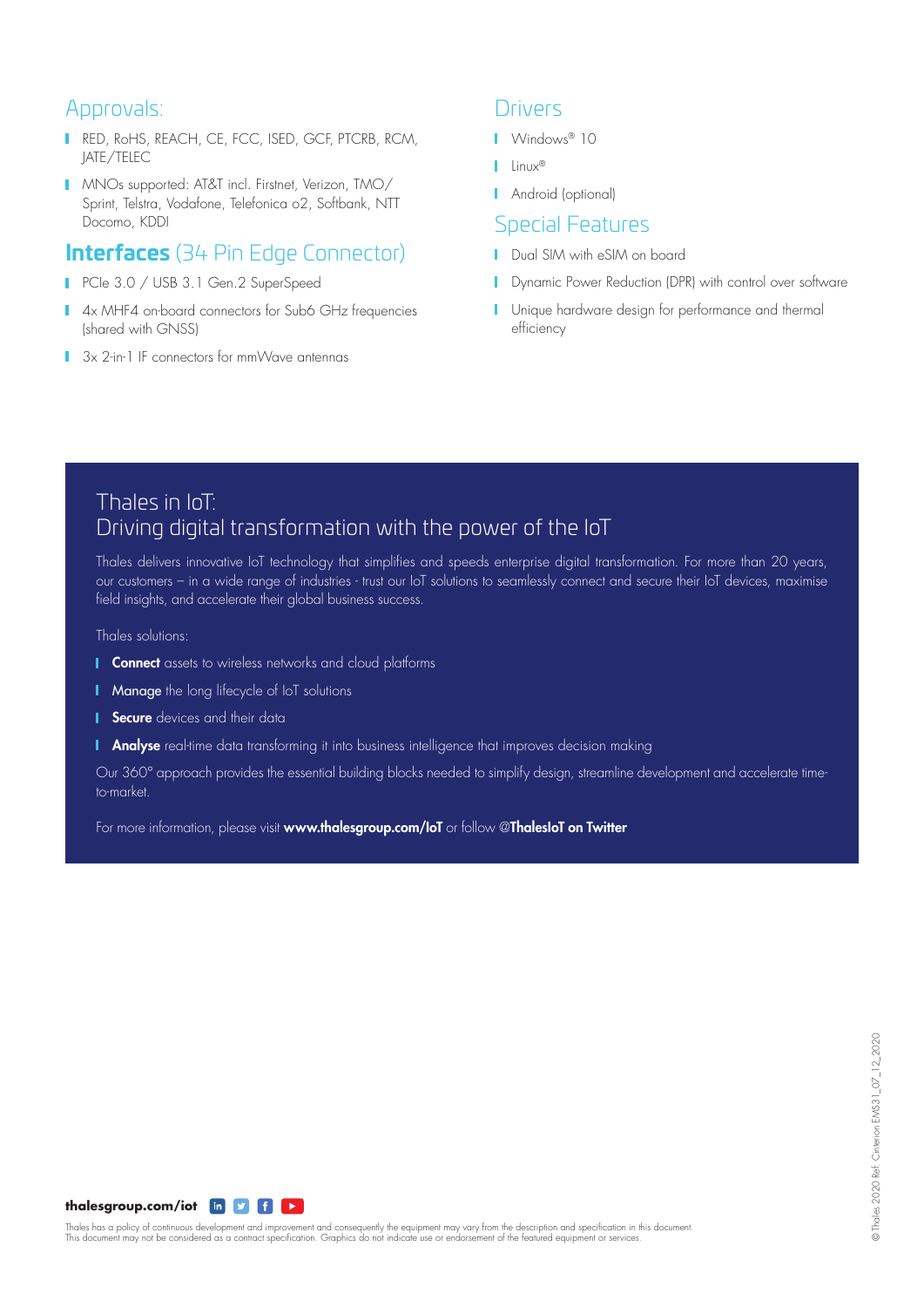## Approvals:

- RED, RoHS, REACH, CE, FCC, ISED, GCF, PTCRB, RCM, JATE/TELEC
- MNOs supported: AT&T incl. Firstnet, Verizon, TMO/ Sprint, Telstra, Vodafone, Telefonica o2, Softbank, NTT Docomo, KDDI

## **Interfaces** (34 Pin Edge Connector)

- PCIe 3.0 / USB 3.1 Gen.2 SuperSpeed
- 4x MHF4 on-board connectors for Sub6 GHz frequencies (shared with GNSS)
- 3x 2-in-1 IF connectors for mmWave antennas

## Drivers

- Windows® 10
- Linux®
- Android (optional)

## Special Features

- Dual SIM with eSIM on board
- Dynamic Power Reduction (DPR) with control over software
- Unique hardware design for performance and thermal efficiency

## Thales in IoT: Driving digital transformation with the power of the IoT

Thales delivers innovative IoT technology that simplifies and speeds enterprise digital transformation. For more than 20 years, our customers – in a wide range of industries - trust our IoT solutions to seamlessly connect and secure their IoT devices, maximise field insights, and accelerate their global business success.

Thales solutions:

- **Connect** assets to wireless networks and cloud platforms
- **Manage** the long lifecycle of IoT solutions
- **Secure** devices and their data
- **Analyse** real-time data transforming it into business intelligence that improves decision making

Our 360° approach provides the essential building blocks needed to simplify design, streamline development and accelerate time-to-market.

For more information, please visit **www.thalesgroup.com/IoT** or follow @**ThalesIoT on Twitter**

**thalesgroup.com/iot**

Thales has a policy of continuous development and improvement and consequently the equipment may vary from the description and specification in this document. This document may not be considered as a contract specification. Graphics do not indicate use or endorsement of the featured equipment or services.

© Thales 2020 Ref. Cinterion EMS31_07_12_2020